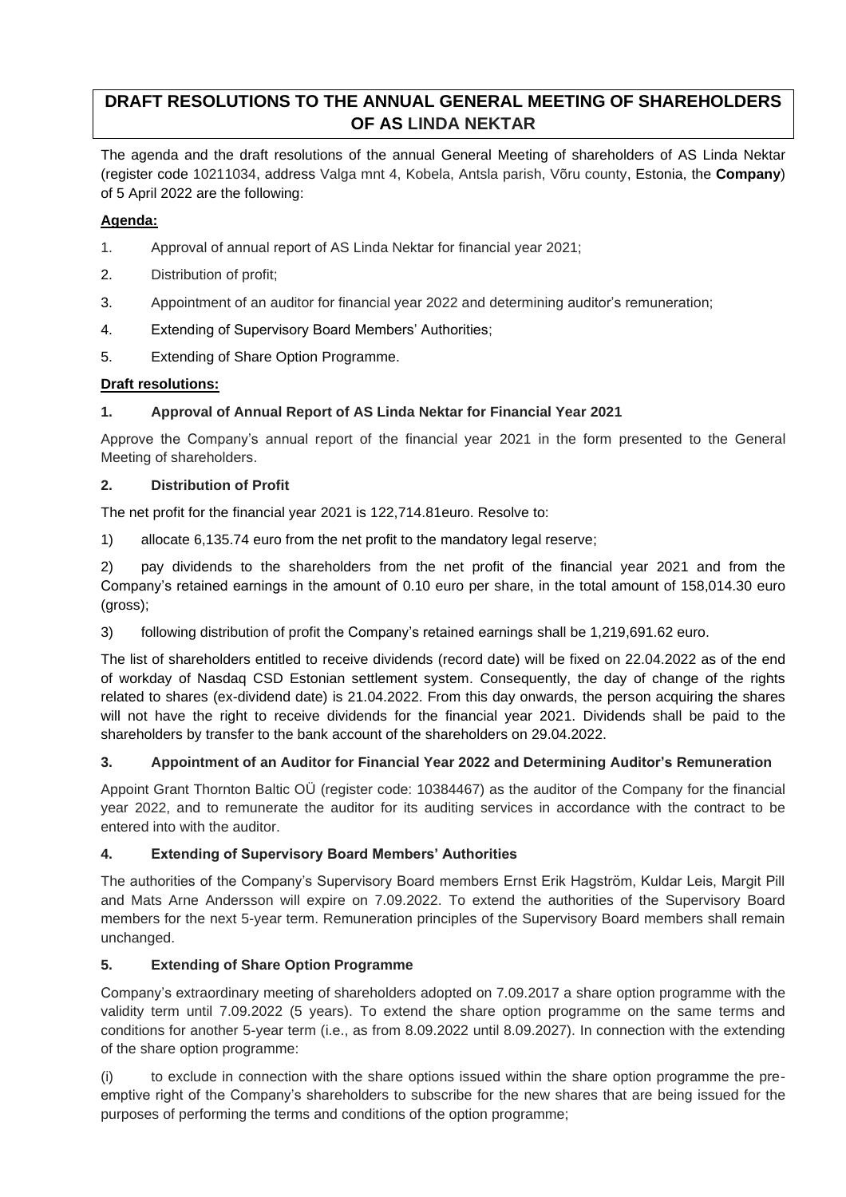# DRAFT RESOLUTIONS TO THE ANNUAL GENERAL MEETING OF SHAREHOLDERS OF AS LINDA NEKTAR

The agenda and the draft resolutions of the annual General Meeting of shareholders of AS Linda Nektar (register code 10211034, address Valga mnt 4, Kobela, Antsla parish, Võru county, Estonia, the **Company**) of 5 April 2022 are the following:

**Agenda:**

1. Approval of annual report of AS Linda Nektar for financial year 2021;
2. Distribution of profit;
3. Appointment of an auditor for financial year 2022 and determining auditor's remuneration;
4. Extending of Supervisory Board Members' Authorities;
5. Extending of Share Option Programme.

**Draft resolutions:**

### 1. Approval of Annual Report of AS Linda Nektar for Financial Year 2021

Approve the Company's annual report of the financial year 2021 in the form presented to the General Meeting of shareholders.

### 2. Distribution of Profit

The net profit for the financial year 2021 is 122,714.81euro. Resolve to:

1) allocate 6,135.74 euro from the net profit to the mandatory legal reserve;

2) pay dividends to the shareholders from the net profit of the financial year 2021 and from the Company's retained earnings in the amount of 0.10 euro per share, in the total amount of 158,014.30 euro (gross);

3) following distribution of profit the Company's retained earnings shall be 1,219,691.62 euro.

The list of shareholders entitled to receive dividends (record date) will be fixed on 22.04.2022 as of the end of workday of Nasdaq CSD Estonian settlement system. Consequently, the day of change of the rights related to shares (ex-dividend date) is 21.04.2022. From this day onwards, the person acquiring the shares will not have the right to receive dividends for the financial year 2021. Dividends shall be paid to the shareholders by transfer to the bank account of the shareholders on 29.04.2022.

### 3. Appointment of an Auditor for Financial Year 2022 and Determining Auditor's Remuneration

Appoint Grant Thornton Baltic OÜ (register code: 10384467) as the auditor of the Company for the financial year 2022, and to remunerate the auditor for its auditing services in accordance with the contract to be entered into with the auditor.

### 4. Extending of Supervisory Board Members' Authorities

The authorities of the Company's Supervisory Board members Ernst Erik Hagström, Kuldar Leis, Margit Pill and Mats Arne Andersson will expire on 7.09.2022. To extend the authorities of the Supervisory Board members for the next 5-year term. Remuneration principles of the Supervisory Board members shall remain unchanged.

### 5. Extending of Share Option Programme

Company's extraordinary meeting of shareholders adopted on 7.09.2017 a share option programme with the validity term until 7.09.2022 (5 years). To extend the share option programme on the same terms and conditions for another 5-year term (i.e., as from 8.09.2022 until 8.09.2027). In connection with the extending of the share option programme:

(i) to exclude in connection with the share options issued within the share option programme the pre-emptive right of the Company's shareholders to subscribe for the new shares that are being issued for the purposes of performing the terms and conditions of the option programme;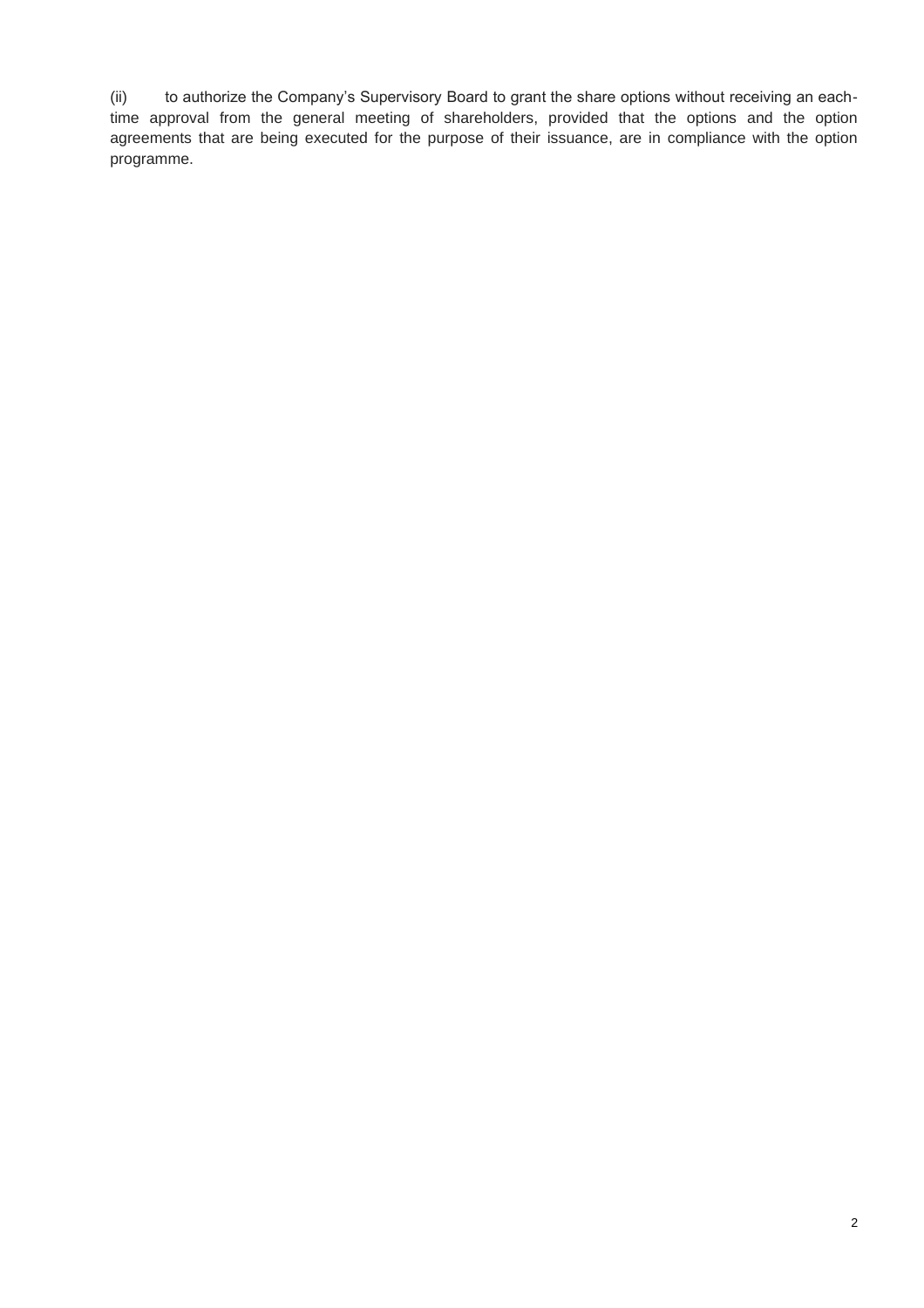(ii) to authorize the Company's Supervisory Board to grant the share options without receiving an each-time approval from the general meeting of shareholders, provided that the options and the option agreements that are being executed for the purpose of their issuance, are in compliance with the option programme.